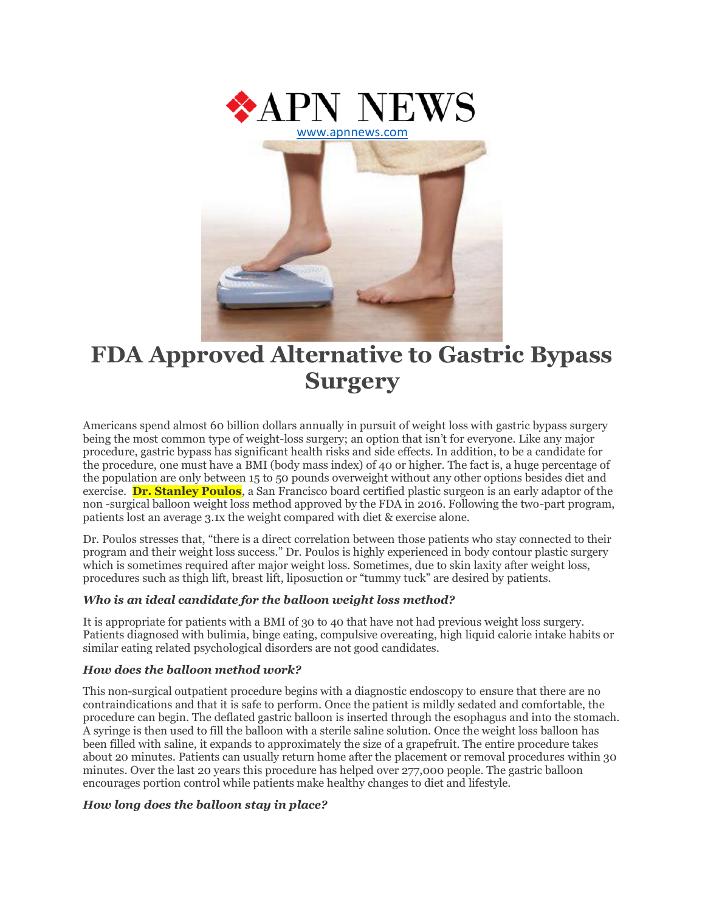APN NEWS

www.apnnews.com

# FDA Approved Alternative to Gastric Bypass Surgery

Americans spend almost 60 billion dollars annually in pursuit of weight loss with gastric bypass surgery being the most common type of weight-loss surgery; an option that isn't for everyone. Like any major procedure, gastric bypass has significant health risks and side effects. In addition, to be a candidate for the procedure, one must have a BMI (body mass index) of 40 or higher. The fact is, a huge percentage of the population are only between 15 to 50 pounds overweight without any other options besides diet and exercise. **Dr. Stanley Poulos**, a San Francisco board certified plastic surgeon is an early adaptor of the non -surgical balloon weight loss method approved by the FDA in 2016. Following the two-part program, patients lost an average 3.1x the weight compared with diet & exercise alone.

Dr. Poulos stresses that, "there is a direct correlation between those patients who stay connected to their program and their weight loss success." Dr. Poulos is highly experienced in body contour plastic surgery which is sometimes required after major weight loss. Sometimes, due to skin laxity after weight loss, procedures such as thigh lift, breast lift, liposuction or "tummy tuck" are desired by patients.

### *Who is an ideal candidate for the balloon weight loss method?*

It is appropriate for patients with a BMI of 30 to 40 that have not had previous weight loss surgery. Patients diagnosed with bulimia, binge eating, compulsive overeating, high liquid calorie intake habits or similar eating related psychological disorders are not good candidates.

### *How does the balloon method work?*

This non-surgical outpatient procedure begins with a diagnostic endoscopy to ensure that there are no contraindications and that it is safe to perform. Once the patient is mildly sedated and comfortable, the procedure can begin. The deflated gastric balloon is inserted through the esophagus and into the stomach. A syringe is then used to fill the balloon with a sterile saline solution. Once the weight loss balloon has been filled with saline, it expands to approximately the size of a grapefruit. The entire procedure takes about 20 minutes. Patients can usually return home after the placement or removal procedures within 30 minutes. Over the last 20 years this procedure has helped over 277,000 people. The gastric balloon encourages portion control while patients make healthy changes to diet and lifestyle.

### *How long does the balloon stay in place?*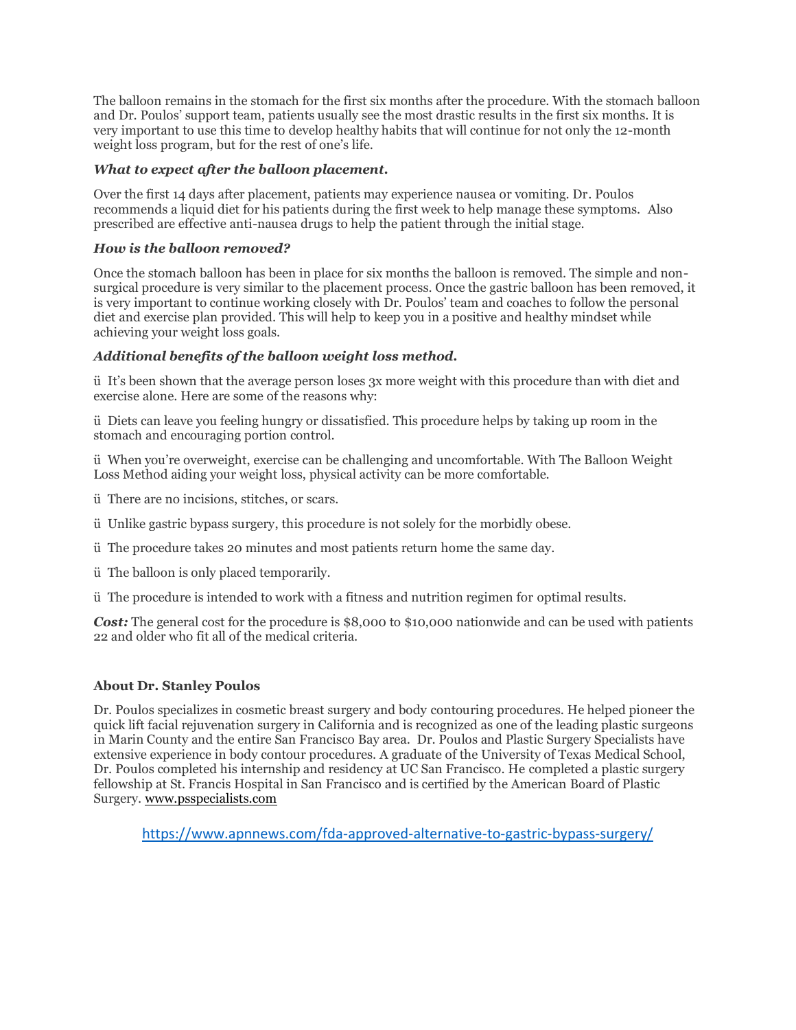The balloon remains in the stomach for the first six months after the procedure. With the stomach balloon and Dr. Poulos' support team, patients usually see the most drastic results in the first six months. It is very important to use this time to develop healthy habits that will continue for not only the 12-month weight loss program, but for the rest of one's life.

***What to expect after the balloon placement.***

Over the first 14 days after placement, patients may experience nausea or vomiting. Dr. Poulos recommends a liquid diet for his patients during the first week to help manage these symptoms. Also prescribed are effective anti-nausea drugs to help the patient through the initial stage.

***How is the balloon removed?***

Once the stomach balloon has been in place for six months the balloon is removed. The simple and non-surgical procedure is very similar to the placement process. Once the gastric balloon has been removed, it is very important to continue working closely with Dr. Poulos' team and coaches to follow the personal diet and exercise plan provided. This will help to keep you in a positive and healthy mindset while achieving your weight loss goals.

***Additional benefits of the balloon weight loss method.***

ü It's been shown that the average person loses 3x more weight with this procedure than with diet and exercise alone. Here are some of the reasons why:

ü Diets can leave you feeling hungry or dissatisfied. This procedure helps by taking up room in the stomach and encouraging portion control.

ü When you're overweight, exercise can be challenging and uncomfortable. With The Balloon Weight Loss Method aiding your weight loss, physical activity can be more comfortable.

ü There are no incisions, stitches, or scars.

ü Unlike gastric bypass surgery, this procedure is not solely for the morbidly obese.

ü The procedure takes 20 minutes and most patients return home the same day.

ü The balloon is only placed temporarily.

ü The procedure is intended to work with a fitness and nutrition regimen for optimal results.

***Cost:*** The general cost for the procedure is $8,000 to $10,000 nationwide and can be used with patients 22 and older who fit all of the medical criteria.

**About Dr. Stanley Poulos**

Dr. Poulos specializes in cosmetic breast surgery and body contouring procedures. He helped pioneer the quick lift facial rejuvenation surgery in California and is recognized as one of the leading plastic surgeons in Marin County and the entire San Francisco Bay area. Dr. Poulos and Plastic Surgery Specialists have extensive experience in body contour procedures. A graduate of the University of Texas Medical School, Dr. Poulos completed his internship and residency at UC San Francisco. He completed a plastic surgery fellowship at St. Francis Hospital in San Francisco and is certified by the American Board of Plastic Surgery. www.psspecialists.com

https://www.apnnews.com/fda-approved-alternative-to-gastric-bypass-surgery/